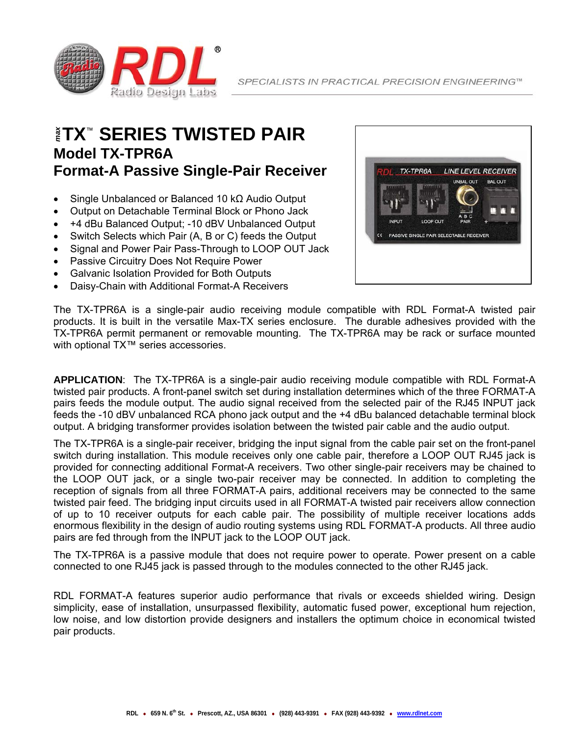# maxTX™ SERIES TWISTED PAIR

## Model TX-TPR6A

## Format-A Passive Single-Pair Receiver

- Single Unbalanced or Balanced 10 kΩ Audio Output
- Output on Detachable Terminal Block or Phono Jack
- +4 dBu Balanced Output; -10 dBV Unbalanced Output
- Switch Selects which Pair (A, B or C) feeds the Output
- Signal and Power Pair Pass-Through to LOOP OUT Jack
- Passive Circuitry Does Not Require Power
- Galvanic Isolation Provided for Both Outputs
- Daisy-Chain with Additional Format-A Receivers

The TX-TPR6A is a single-pair audio receiving module compatible with RDL Format-A twisted pair products. It is built in the versatile Max-TX series enclosure. The durable adhesives provided with the TX-TPR6A permit permanent or removable mounting. The TX-TPR6A may be rack or surface mounted with optional TX™ series accessories.

**APPLICATION**: The TX-TPR6A is a single-pair audio receiving module compatible with RDL Format-A twisted pair products. A front-panel switch set during installation determines which of the three FORMAT-A pairs feeds the module output. The audio signal received from the selected pair of the RJ45 INPUT jack feeds the -10 dBV unbalanced RCA phono jack output and the +4 dBu balanced detachable terminal block output. A bridging transformer provides isolation between the twisted pair cable and the audio output.

The TX-TPR6A is a single-pair receiver, bridging the input signal from the cable pair set on the front-panel switch during installation. This module receives only one cable pair, therefore a LOOP OUT RJ45 jack is provided for connecting additional Format-A receivers. Two other single-pair receivers may be chained to the LOOP OUT jack, or a single two-pair receiver may be connected. In addition to completing the reception of signals from all three FORMAT-A pairs, additional receivers may be connected to the same twisted pair feed. The bridging input circuits used in all FORMAT-A twisted pair receivers allow connection of up to 10 receiver outputs for each cable pair. The possibility of multiple receiver locations adds enormous flexibility in the design of audio routing systems using RDL FORMAT-A products. All three audio pairs are fed through from the INPUT jack to the LOOP OUT jack.

The TX-TPR6A is a passive module that does not require power to operate. Power present on a cable connected to one RJ45 jack is passed through to the modules connected to the other RJ45 jack.

RDL FORMAT-A features superior audio performance that rivals or exceeds shielded wiring. Design simplicity, ease of installation, unsurpassed flexibility, automatic fused power, exceptional hum rejection, low noise, and low distortion provide designers and installers the optimum choice in economical twisted pair products.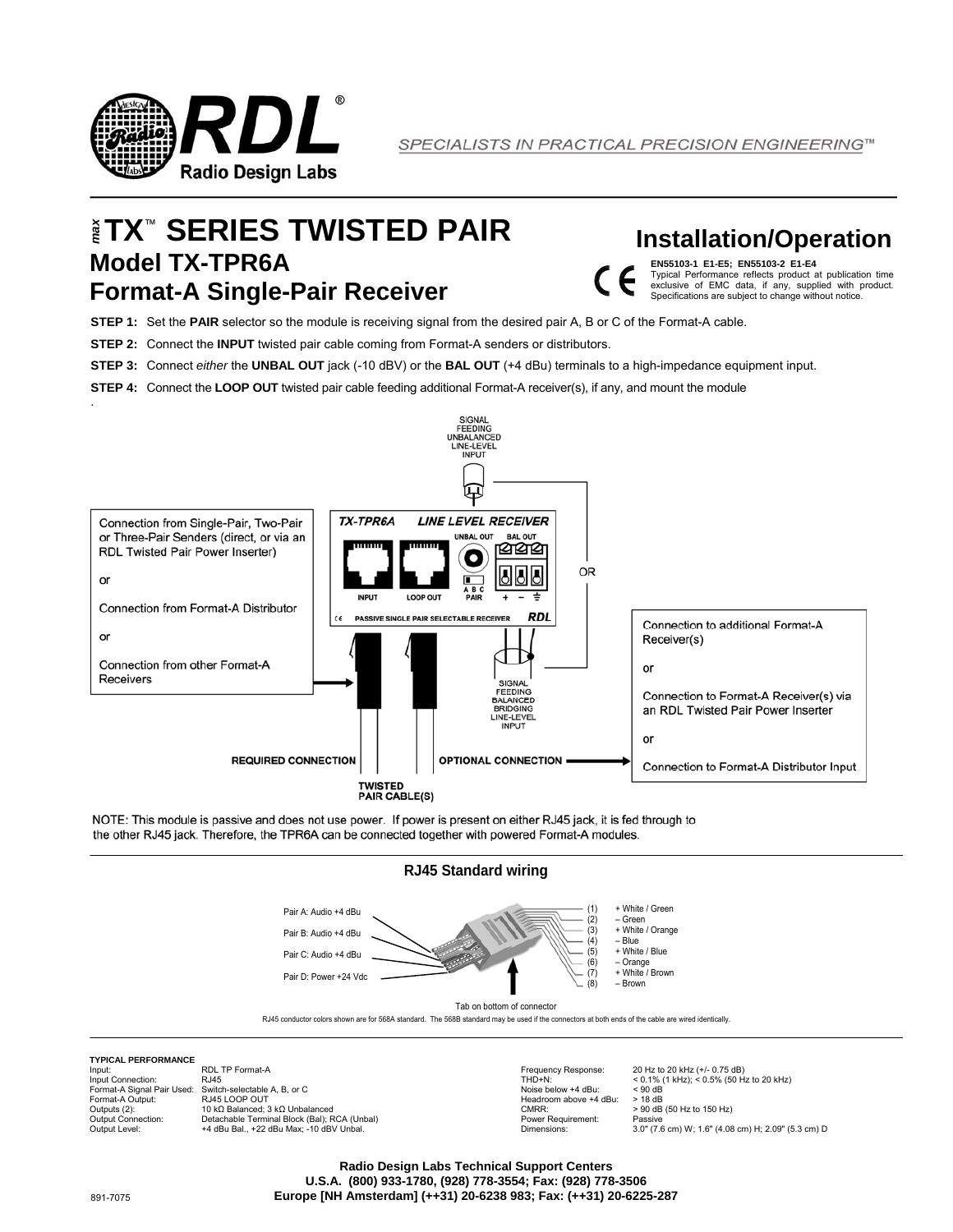RDL® Radio Design Labs

SPECIALISTS IN PRACTICAL PRECISION ENGINEERING™

# maxTX™ SERIES TWISTED PAIR

## Model TX-TPR6A

## Format-A Single-Pair Receiver

# Installation/Operation

**EN55103-1 E1-E5; EN55103-2 E1-E4**
Typical Performance reflects product at publication time exclusive of EMC data, if any, supplied with product. Specifications are subject to change without notice.

**STEP 1:** Set the **PAIR** selector so the module is receiving signal from the desired pair A, B or C of the Format-A cable.

**STEP 2:** Connect the **INPUT** twisted pair cable coming from Format-A senders or distributors.

**STEP 3:** Connect *either* the **UNBAL OUT** jack (-10 dBV) or the **BAL OUT** (+4 dBu) terminals to a high-impedance equipment input.

**STEP 4:** Connect the **LOOP OUT** twisted pair cable feeding additional Format-A receiver(s), if any, and mount the module

SIGNAL FEEDING UNBALANCED LINE-LEVEL INPUT

TX-TPR6A LINE LEVEL RECEIVER

UNBAL OUT BAL OUT

INPUT LOOP OUT A B C PAIR + – ⏚

PASSIVE SINGLE PAIR SELECTABLE RECEIVER RDL

OR

Connection from Single-Pair, Two-Pair or Three-Pair Senders (direct, or via an RDL Twisted Pair Power Inserter)

or

Connection from Format-A Distributor

or

Connection from other Format-A Receivers

SIGNAL FEEDING BALANCED BRIDGING LINE-LEVEL INPUT

Connection to additional Format-A Receiver(s)

or

Connection to Format-A Receiver(s) via an RDL Twisted Pair Power Inserter

or

Connection to Format-A Distributor Input

REQUIRED CONNECTION

OPTIONAL CONNECTION

TWISTED PAIR CABLE(S)

NOTE: This module is passive and does not use power. If power is present on either RJ45 jack, it is fed through to the other RJ45 jack. Therefore, the TPR6A can be connected together with powered Format-A modules.

### RJ45 Standard wiring

Pair A: Audio +4 dBu
Pair B: Audio +4 dBu
Pair C: Audio +4 dBu
Pair D: Power +24 Vdc

(1) + White / Green
(2) – Green
(3) + White / Orange
(4) – Blue
(5) + White / Blue
(6) – Orange
(7) + White / Brown
(8) – Brown

Tab on bottom of connector

RJ45 conductor colors shown are for 568A standard. The 568B standard may be used if the connectors at both ends of the cable are wired identically.

**TYPICAL PERFORMANCE**

| | | | |
|---|---|---|---|
| Input: | RDL TP Format-A | Frequency Response: | 20 Hz to 20 kHz (+/- 0.75 dB) |
| Input Connection: | RJ45 | THD+N: | < 0.1% (1 kHz); < 0.5% (50 Hz to 20 kHz) |
| Format-A Signal Pair Used: | Switch-selectable A, B, or C | Noise below +4 dBu: | < 90 dB |
| Format-A Output: | RJ45 LOOP OUT | Headroom above +4 dBu: | > 18 dB |
| Outputs (2): | 10 kΩ Balanced; 3 kΩ Unbalanced | CMRR: | > 90 dB (50 Hz to 150 Hz) |
| Output Connection: | Detachable Terminal Block (Bal); RCA (Unbal) | Power Requirement: | Passive |
| Output Level: | +4 dBu Bal., +22 dBu Max; -10 dBV Unbal. | Dimensions: | 3.0" (7.6 cm) W; 1.6" (4.08 cm) H; 2.09" (5.3 cm) D |

**Radio Design Labs Technical Support Centers**
**U.S.A. (800) 933-1780, (928) 778-3554; Fax: (928) 778-3506**
**Europe [NH Amsterdam] (++31) 20-6238 983; Fax: (++31) 20-6225-287**

891-7075